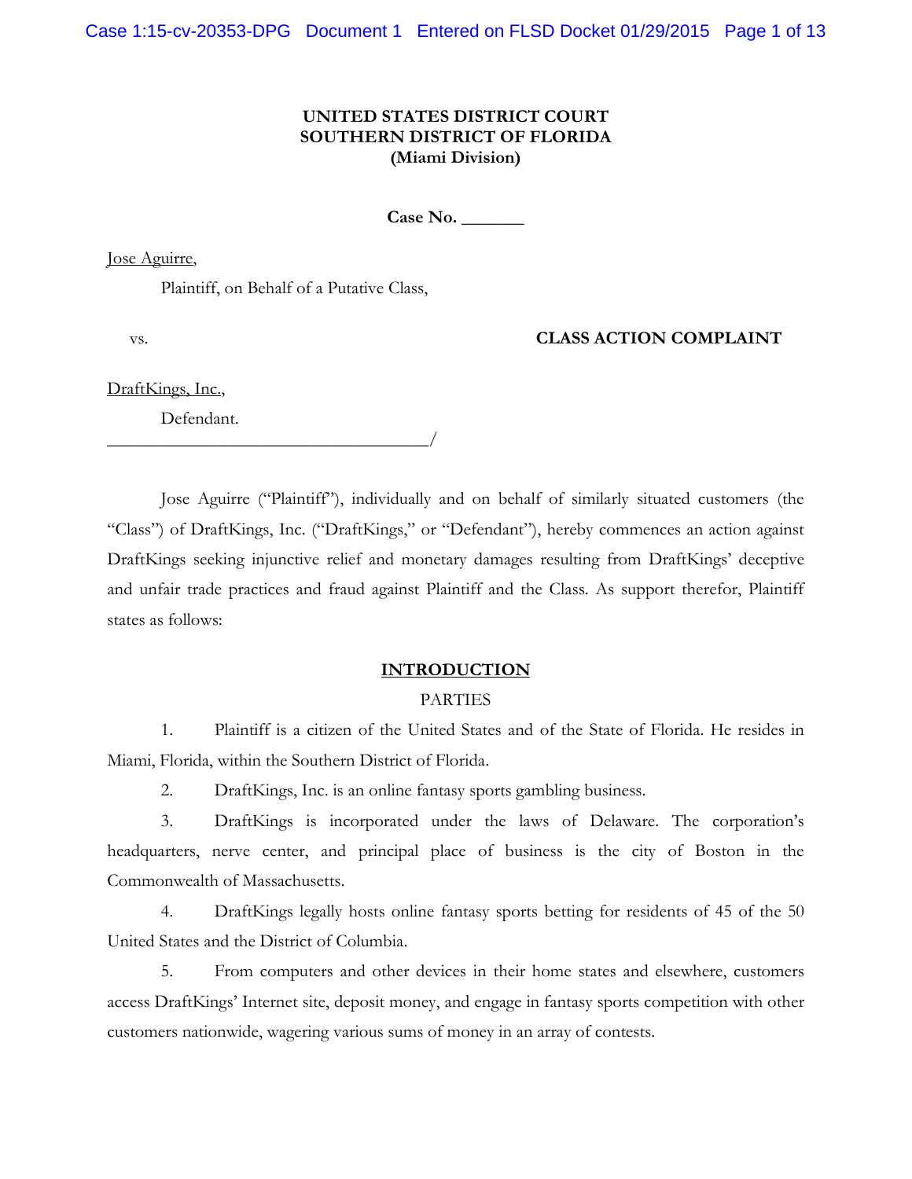**UNITED STATES DISTRICT COURT**
**SOUTHERN DISTRICT OF FLORIDA**
**(Miami Division)**

**Case No. _______**

Jose Aguirre,

Plaintiff, on Behalf of a Putative Class,

vs. **CLASS ACTION COMPLAINT**

DraftKings, Inc.,

Defendant.
_____________________________________/

Jose Aguirre ("Plaintiff"), individually and on behalf of similarly situated customers (the "Class") of DraftKings, Inc. ("DraftKings," or "Defendant"), hereby commences an action against DraftKings seeking injunctive relief and monetary damages resulting from DraftKings' deceptive and unfair trade practices and fraud against Plaintiff and the Class. As support therefor, Plaintiff states as follows:

## INTRODUCTION

### PARTIES

1. Plaintiff is a citizen of the United States and of the State of Florida. He resides in Miami, Florida, within the Southern District of Florida.

2. DraftKings, Inc. is an online fantasy sports gambling business.

3. DraftKings is incorporated under the laws of Delaware. The corporation's headquarters, nerve center, and principal place of business is the city of Boston in the Commonwealth of Massachusetts.

4. DraftKings legally hosts online fantasy sports betting for residents of 45 of the 50 United States and the District of Columbia.

5. From computers and other devices in their home states and elsewhere, customers access DraftKings' Internet site, deposit money, and engage in fantasy sports competition with other customers nationwide, wagering various sums of money in an array of contests.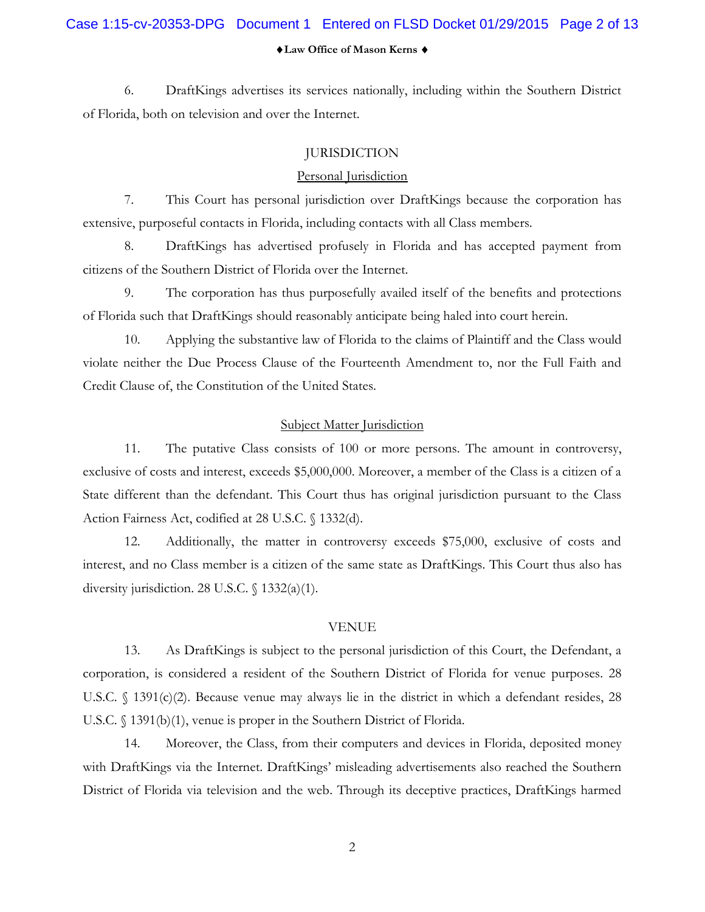6. DraftKings advertises its services nationally, including within the Southern District of Florida, both on television and over the Internet.

## JURISDICTION

### Personal Jurisdiction

7. This Court has personal jurisdiction over DraftKings because the corporation has extensive, purposeful contacts in Florida, including contacts with all Class members.

8. DraftKings has advertised profusely in Florida and has accepted payment from citizens of the Southern District of Florida over the Internet.

9. The corporation has thus purposefully availed itself of the benefits and protections of Florida such that DraftKings should reasonably anticipate being haled into court herein.

10. Applying the substantive law of Florida to the claims of Plaintiff and the Class would violate neither the Due Process Clause of the Fourteenth Amendment to, nor the Full Faith and Credit Clause of, the Constitution of the United States.

### Subject Matter Jurisdiction

11. The putative Class consists of 100 or more persons. The amount in controversy, exclusive of costs and interest, exceeds $5,000,000. Moreover, a member of the Class is a citizen of a State different than the defendant. This Court thus has original jurisdiction pursuant to the Class Action Fairness Act, codified at 28 U.S.C. § 1332(d).

12. Additionally, the matter in controversy exceeds $75,000, exclusive of costs and interest, and no Class member is a citizen of the same state as DraftKings. This Court thus also has diversity jurisdiction. 28 U.S.C. § 1332(a)(1).

## VENUE

13. As DraftKings is subject to the personal jurisdiction of this Court, the Defendant, a corporation, is considered a resident of the Southern District of Florida for venue purposes. 28 U.S.C. § 1391(c)(2). Because venue may always lie in the district in which a defendant resides, 28 U.S.C. § 1391(b)(1), venue is proper in the Southern District of Florida.

14. Moreover, the Class, from their computers and devices in Florida, deposited money with DraftKings via the Internet. DraftKings' misleading advertisements also reached the Southern District of Florida via television and the web. Through its deceptive practices, DraftKings harmed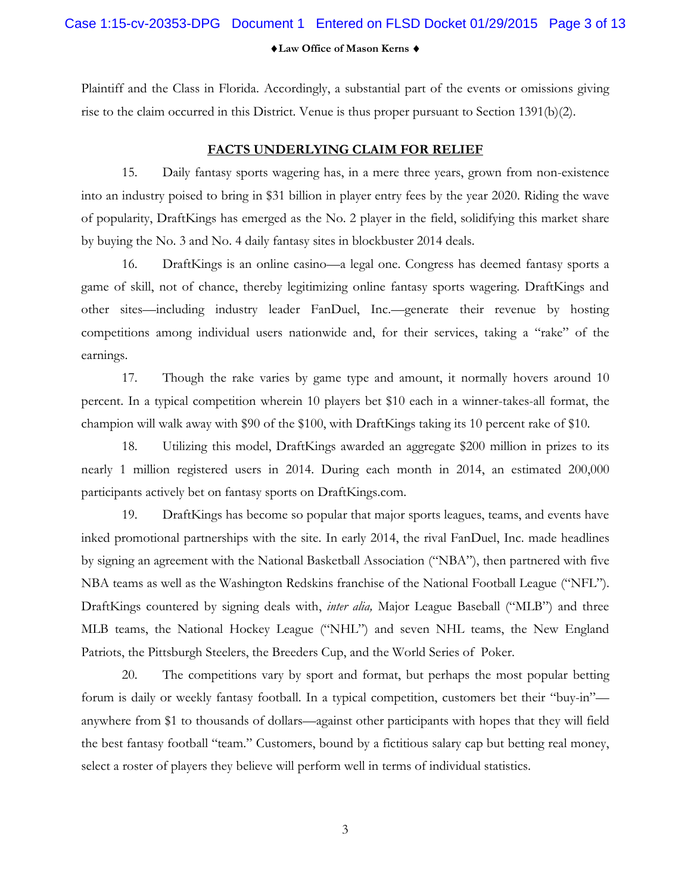Plaintiff and the Class in Florida. Accordingly, a substantial part of the events or omissions giving rise to the claim occurred in this District. Venue is thus proper pursuant to Section 1391(b)(2).

## **FACTS UNDERLYING CLAIM FOR RELIEF**

15. Daily fantasy sports wagering has, in a mere three years, grown from non-existence into an industry poised to bring in $31 billion in player entry fees by the year 2020. Riding the wave of popularity, DraftKings has emerged as the No. 2 player in the field, solidifying this market share by buying the No. 3 and No. 4 daily fantasy sites in blockbuster 2014 deals.

16. DraftKings is an online casino—a legal one. Congress has deemed fantasy sports a game of skill, not of chance, thereby legitimizing online fantasy sports wagering. DraftKings and other sites—including industry leader FanDuel, Inc.—generate their revenue by hosting competitions among individual users nationwide and, for their services, taking a "rake" of the earnings.

17. Though the rake varies by game type and amount, it normally hovers around 10 percent. In a typical competition wherein 10 players bet $10 each in a winner-takes-all format, the champion will walk away with $90 of the $100, with DraftKings taking its 10 percent rake of $10.

18. Utilizing this model, DraftKings awarded an aggregate $200 million in prizes to its nearly 1 million registered users in 2014. During each month in 2014, an estimated 200,000 participants actively bet on fantasy sports on DraftKings.com.

19. DraftKings has become so popular that major sports leagues, teams, and events have inked promotional partnerships with the site. In early 2014, the rival FanDuel, Inc. made headlines by signing an agreement with the National Basketball Association ("NBA"), then partnered with five NBA teams as well as the Washington Redskins franchise of the National Football League ("NFL"). DraftKings countered by signing deals with, *inter alia,* Major League Baseball ("MLB") and three MLB teams, the National Hockey League ("NHL") and seven NHL teams, the New England Patriots, the Pittsburgh Steelers, the Breeders Cup, and the World Series of Poker.

20. The competitions vary by sport and format, but perhaps the most popular betting forum is daily or weekly fantasy football. In a typical competition, customers bet their "buy-in"—anywhere from $1 to thousands of dollars—against other participants with hopes that they will field the best fantasy football "team." Customers, bound by a fictitious salary cap but betting real money, select a roster of players they believe will perform well in terms of individual statistics.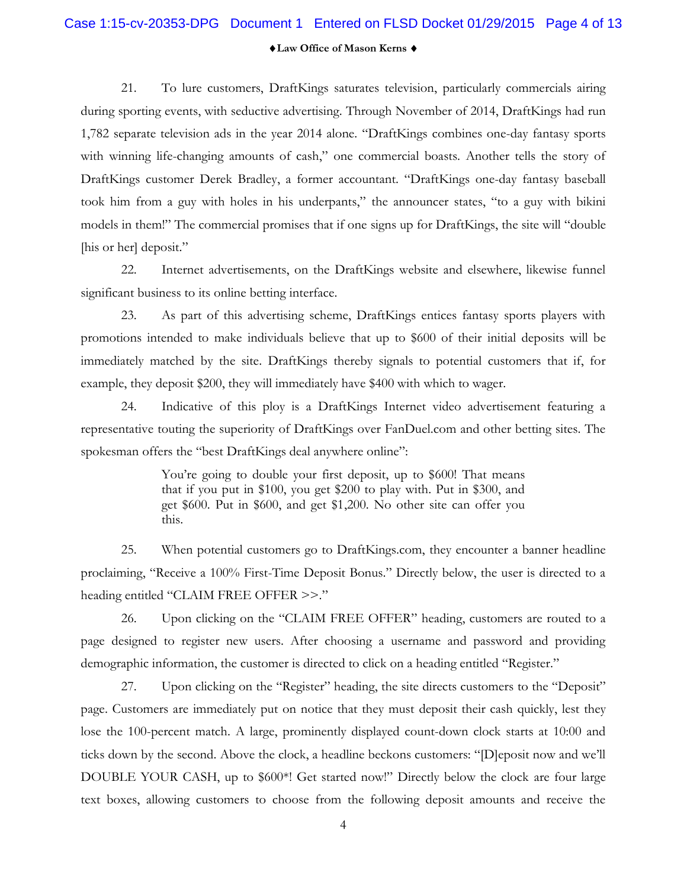21. To lure customers, DraftKings saturates television, particularly commercials airing during sporting events, with seductive advertising. Through November of 2014, DraftKings had run 1,782 separate television ads in the year 2014 alone. "DraftKings combines one-day fantasy sports with winning life-changing amounts of cash," one commercial boasts. Another tells the story of DraftKings customer Derek Bradley, a former accountant. "DraftKings one-day fantasy baseball took him from a guy with holes in his underpants," the announcer states, "to a guy with bikini models in them!" The commercial promises that if one signs up for DraftKings, the site will "double [his or her] deposit."

22. Internet advertisements, on the DraftKings website and elsewhere, likewise funnel significant business to its online betting interface.

23. As part of this advertising scheme, DraftKings entices fantasy sports players with promotions intended to make individuals believe that up to $600 of their initial deposits will be immediately matched by the site. DraftKings thereby signals to potential customers that if, for example, they deposit $200, they will immediately have $400 with which to wager.

24. Indicative of this ploy is a DraftKings Internet video advertisement featuring a representative touting the superiority of DraftKings over FanDuel.com and other betting sites. The spokesman offers the "best DraftKings deal anywhere online":

> You're going to double your first deposit, up to $600! That means that if you put in $100, you get $200 to play with. Put in $300, and get $600. Put in $600, and get $1,200. No other site can offer you this.

25. When potential customers go to DraftKings.com, they encounter a banner headline proclaiming, "Receive a 100% First-Time Deposit Bonus." Directly below, the user is directed to a heading entitled "CLAIM FREE OFFER >>."

26. Upon clicking on the "CLAIM FREE OFFER" heading, customers are routed to a page designed to register new users. After choosing a username and password and providing demographic information, the customer is directed to click on a heading entitled "Register."

27. Upon clicking on the "Register" heading, the site directs customers to the "Deposit" page. Customers are immediately put on notice that they must deposit their cash quickly, lest they lose the 100-percent match. A large, prominently displayed count-down clock starts at 10:00 and ticks down by the second. Above the clock, a headline beckons customers: "[D]eposit now and we'll DOUBLE YOUR CASH, up to $600*! Get started now!" Directly below the clock are four large text boxes, allowing customers to choose from the following deposit amounts and receive the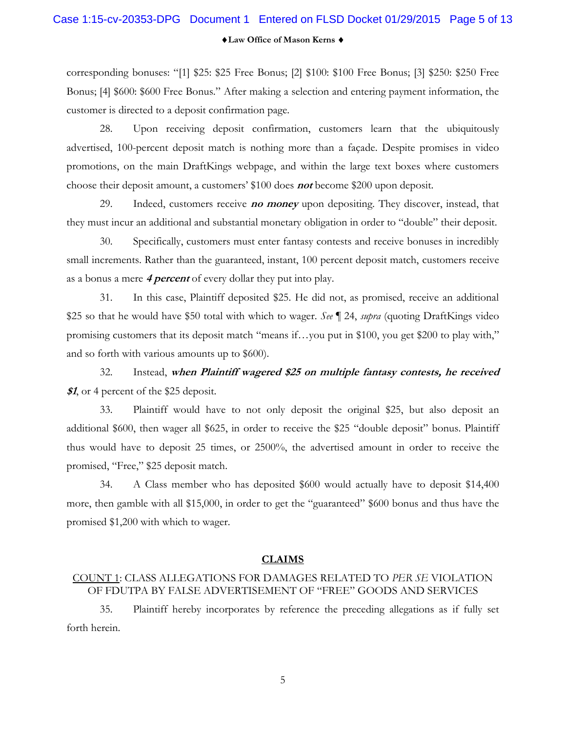corresponding bonuses: "[1] $25: $25 Free Bonus; [2] $100: $100 Free Bonus; [3] $250: $250 Free Bonus; [4] $600: $600 Free Bonus." After making a selection and entering payment information, the customer is directed to a deposit confirmation page.

28. Upon receiving deposit confirmation, customers learn that the ubiquitously advertised, 100-percent deposit match is nothing more than a façade. Despite promises in video promotions, on the main DraftKings webpage, and within the large text boxes where customers choose their deposit amount, a customers' $100 does ***not*** become $200 upon deposit.

29. Indeed, customers receive ***no money*** upon depositing. They discover, instead, that they must incur an additional and substantial monetary obligation in order to "double" their deposit.

30. Specifically, customers must enter fantasy contests and receive bonuses in incredibly small increments. Rather than the guaranteed, instant, 100 percent deposit match, customers receive as a bonus a mere ***4 percent*** of every dollar they put into play.

31. In this case, Plaintiff deposited $25. He did not, as promised, receive an additional $25 so that he would have $50 total with which to wager. *See* ¶ 24, *supra* (quoting DraftKings video promising customers that its deposit match "means if…you put in $100, you get $200 to play with," and so forth with various amounts up to $600).

32. Instead, ***when Plaintiff wagered $25 on multiple fantasy contests, he received $1***, or 4 percent of the $25 deposit.

33. Plaintiff would have to not only deposit the original $25, but also deposit an additional $600, then wager all $625, in order to receive the $25 "double deposit" bonus. Plaintiff thus would have to deposit 25 times, or 2500%, the advertised amount in order to receive the promised, "Free," $25 deposit match.

34. A Class member who has deposited $600 would actually have to deposit $14,400 more, then gamble with all $15,000, in order to get the "guaranteed" $600 bonus and thus have the promised $1,200 with which to wager.

## CLAIMS

### COUNT 1: CLASS ALLEGATIONS FOR DAMAGES RELATED TO *PER SE* VIOLATION OF FDUTPA BY FALSE ADVERTISEMENT OF "FREE" GOODS AND SERVICES

35. Plaintiff hereby incorporates by reference the preceding allegations as if fully set forth herein.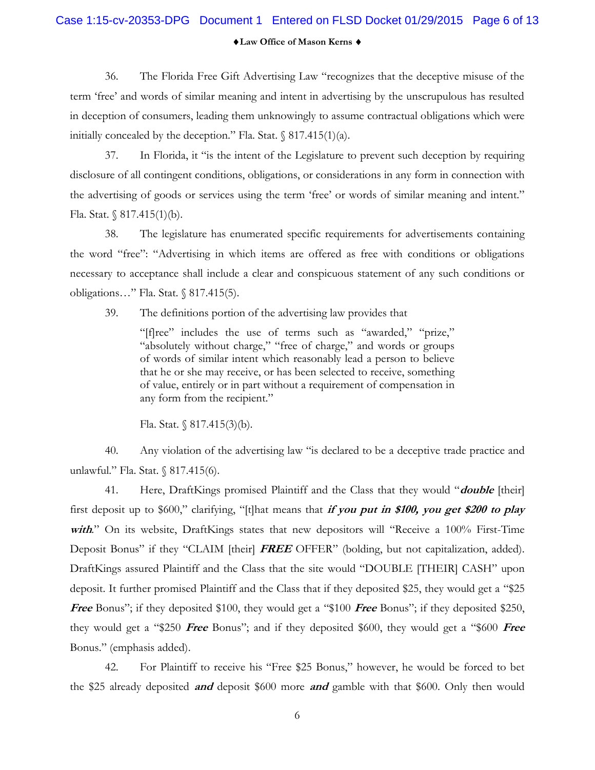36. The Florida Free Gift Advertising Law "recognizes that the deceptive misuse of the term 'free' and words of similar meaning and intent in advertising by the unscrupulous has resulted in deception of consumers, leading them unknowingly to assume contractual obligations which were initially concealed by the deception." Fla. Stat. § 817.415(1)(a).

37. In Florida, it "is the intent of the Legislature to prevent such deception by requiring disclosure of all contingent conditions, obligations, or considerations in any form in connection with the advertising of goods or services using the term 'free' or words of similar meaning and intent." Fla. Stat. § 817.415(1)(b).

38. The legislature has enumerated specific requirements for advertisements containing the word "free": "Advertising in which items are offered as free with conditions or obligations necessary to acceptance shall include a clear and conspicuous statement of any such conditions or obligations…" Fla. Stat. § 817.415(5).

39. The definitions portion of the advertising law provides that

> "[f]ree" includes the use of terms such as "awarded," "prize," "absolutely without charge," "free of charge," and words or groups of words of similar intent which reasonably lead a person to believe that he or she may receive, or has been selected to receive, something of value, entirely or in part without a requirement of compensation in any form from the recipient."
>
> Fla. Stat. § 817.415(3)(b).

40. Any violation of the advertising law "is declared to be a deceptive trade practice and unlawful." Fla. Stat. § 817.415(6).

41. Here, DraftKings promised Plaintiff and the Class that they would "***double*** [their] first deposit up to $600," clarifying, "[t]hat means that ***if you put in $100, you get $200 to play with***." On its website, DraftKings states that new depositors will "Receive a 100% First-Time Deposit Bonus" if they "CLAIM [their] ***FREE*** OFFER" (bolding, but not capitalization, added). DraftKings assured Plaintiff and the Class that the site would "DOUBLE [THEIR] CASH" upon deposit. It further promised Plaintiff and the Class that if they deposited $25, they would get a "$25 ***Free*** Bonus"; if they deposited $100, they would get a "$100 ***Free*** Bonus"; if they deposited $250, they would get a "$250 ***Free*** Bonus"; and if they deposited $600, they would get a "$600 ***Free*** Bonus." (emphasis added).

42. For Plaintiff to receive his "Free $25 Bonus," however, he would be forced to bet the $25 already deposited ***and*** deposit $600 more ***and*** gamble with that $600. Only then would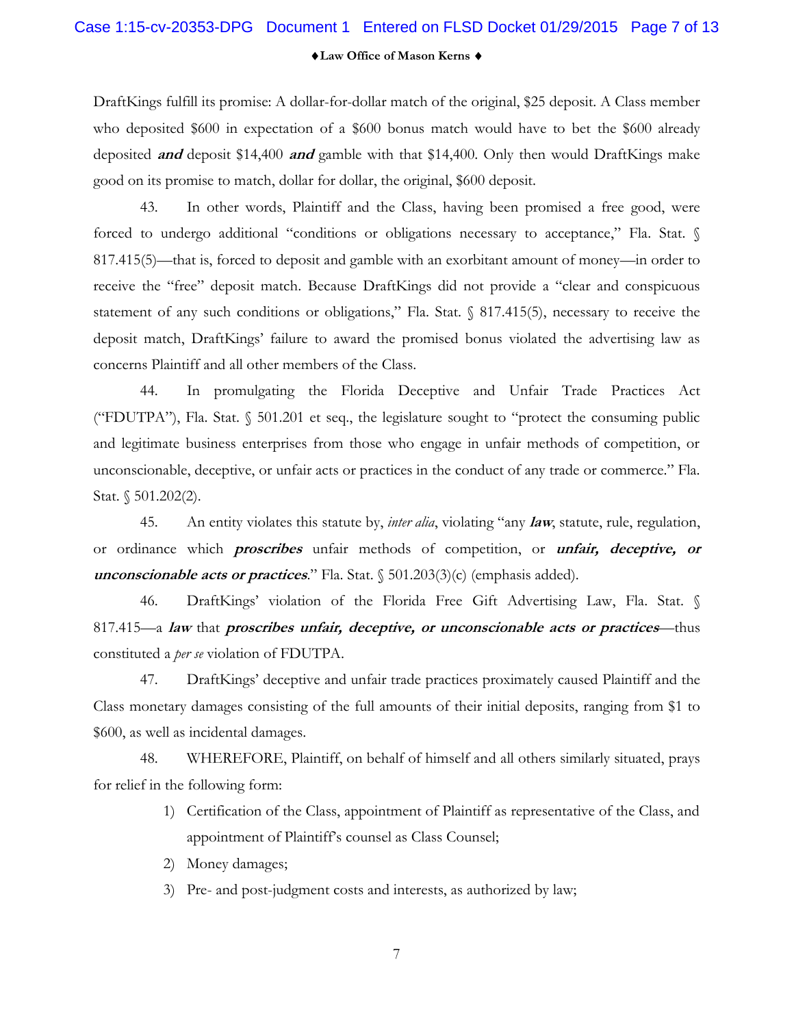DraftKings fulfill its promise: A dollar-for-dollar match of the original, $25 deposit. A Class member who deposited $600 in expectation of a $600 bonus match would have to bet the $600 already deposited ***and*** deposit $14,400 ***and*** gamble with that $14,400. Only then would DraftKings make good on its promise to match, dollar for dollar, the original, $600 deposit.

43. In other words, Plaintiff and the Class, having been promised a free good, were forced to undergo additional "conditions or obligations necessary to acceptance," Fla. Stat. § 817.415(5)—that is, forced to deposit and gamble with an exorbitant amount of money—in order to receive the "free" deposit match. Because DraftKings did not provide a "clear and conspicuous statement of any such conditions or obligations," Fla. Stat. § 817.415(5), necessary to receive the deposit match, DraftKings' failure to award the promised bonus violated the advertising law as concerns Plaintiff and all other members of the Class.

44. In promulgating the Florida Deceptive and Unfair Trade Practices Act ("FDUTPA"), Fla. Stat. § 501.201 et seq., the legislature sought to "protect the consuming public and legitimate business enterprises from those who engage in unfair methods of competition, or unconscionable, deceptive, or unfair acts or practices in the conduct of any trade or commerce." Fla. Stat. § 501.202(2).

45. An entity violates this statute by, *inter alia*, violating "any ***law***, statute, rule, regulation, or ordinance which ***proscribes*** unfair methods of competition, or ***unfair, deceptive, or unconscionable acts or practices***." Fla. Stat. § 501.203(3)(c) (emphasis added).

46. DraftKings' violation of the Florida Free Gift Advertising Law, Fla. Stat. § 817.415—a ***law*** that ***proscribes unfair, deceptive, or unconscionable acts or practices***—thus constituted a *per se* violation of FDUTPA.

47. DraftKings' deceptive and unfair trade practices proximately caused Plaintiff and the Class monetary damages consisting of the full amounts of their initial deposits, ranging from $1 to $600, as well as incidental damages.

48. WHEREFORE, Plaintiff, on behalf of himself and all others similarly situated, prays for relief in the following form:

1) Certification of the Class, appointment of Plaintiff as representative of the Class, and appointment of Plaintiff's counsel as Class Counsel;
2) Money damages;
3) Pre- and post-judgment costs and interests, as authorized by law;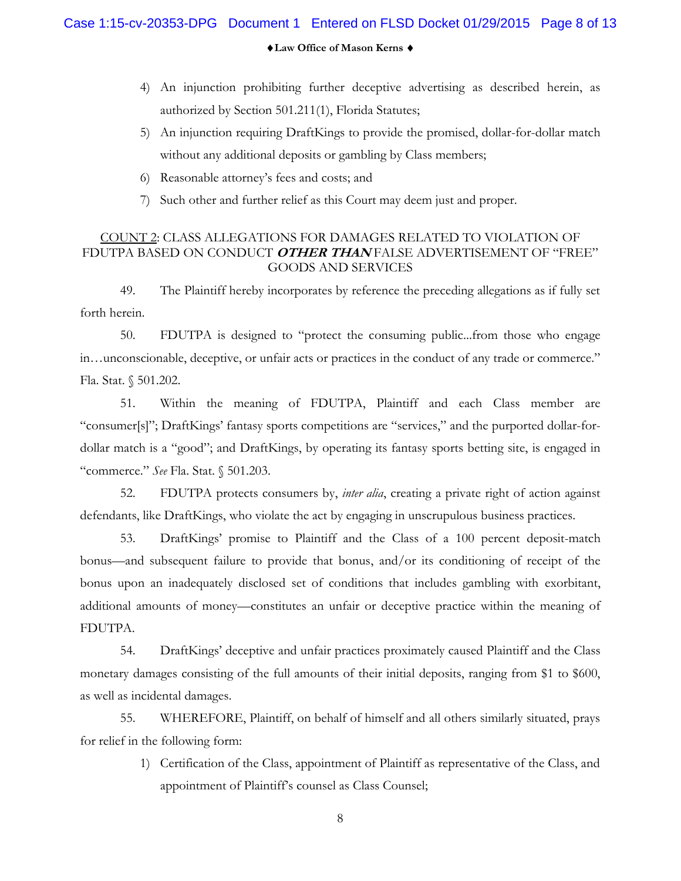4) An injunction prohibiting further deceptive advertising as described herein, as authorized by Section 501.211(1), Florida Statutes;
5) An injunction requiring DraftKings to provide the promised, dollar-for-dollar match without any additional deposits or gambling by Class members;
6) Reasonable attorney's fees and costs; and
7) Such other and further relief as this Court may deem just and proper.

## <u>COUNT 2</u>: CLASS ALLEGATIONS FOR DAMAGES RELATED TO VIOLATION OF FDUTPA BASED ON CONDUCT ***OTHER THAN*** FALSE ADVERTISEMENT OF "FREE" GOODS AND SERVICES

49. The Plaintiff hereby incorporates by reference the preceding allegations as if fully set forth herein.

50. FDUTPA is designed to "protect the consuming public...from those who engage in…unconscionable, deceptive, or unfair acts or practices in the conduct of any trade or commerce." Fla. Stat. § 501.202.

51. Within the meaning of FDUTPA, Plaintiff and each Class member are "consumer[s]"; DraftKings' fantasy sports competitions are "services," and the purported dollar-for-dollar match is a "good"; and DraftKings, by operating its fantasy sports betting site, is engaged in "commerce." *See* Fla. Stat. § 501.203.

52. FDUTPA protects consumers by, *inter alia*, creating a private right of action against defendants, like DraftKings, who violate the act by engaging in unscrupulous business practices.

53. DraftKings' promise to Plaintiff and the Class of a 100 percent deposit-match bonus—and subsequent failure to provide that bonus, and/or its conditioning of receipt of the bonus upon an inadequately disclosed set of conditions that includes gambling with exorbitant, additional amounts of money—constitutes an unfair or deceptive practice within the meaning of FDUTPA.

54. DraftKings' deceptive and unfair practices proximately caused Plaintiff and the Class monetary damages consisting of the full amounts of their initial deposits, ranging from $1 to $600, as well as incidental damages.

55. WHEREFORE, Plaintiff, on behalf of himself and all others similarly situated, prays for relief in the following form:

1) Certification of the Class, appointment of Plaintiff as representative of the Class, and appointment of Plaintiff's counsel as Class Counsel;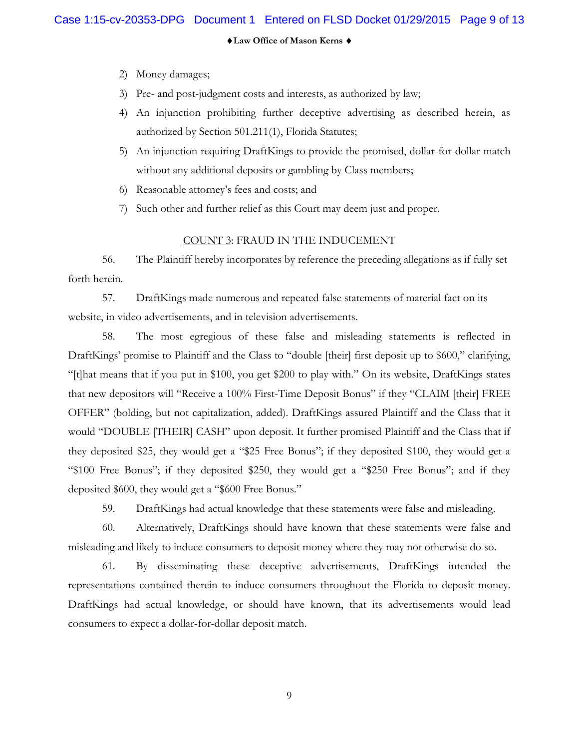2) Money damages;
3) Pre- and post-judgment costs and interests, as authorized by law;
4) An injunction prohibiting further deceptive advertising as described herein, as authorized by Section 501.211(1), Florida Statutes;
5) An injunction requiring DraftKings to provide the promised, dollar-for-dollar match without any additional deposits or gambling by Class members;
6) Reasonable attorney's fees and costs; and
7) Such other and further relief as this Court may deem just and proper.

<u>COUNT 3</u>: FRAUD IN THE INDUCEMENT

56. The Plaintiff hereby incorporates by reference the preceding allegations as if fully set forth herein.

57. DraftKings made numerous and repeated false statements of material fact on its website, in video advertisements, and in television advertisements.

58. The most egregious of these false and misleading statements is reflected in DraftKings' promise to Plaintiff and the Class to "double [their] first deposit up to $600," clarifying, "[t]hat means that if you put in $100, you get $200 to play with." On its website, DraftKings states that new depositors will "Receive a 100% First-Time Deposit Bonus" if they "CLAIM [their] FREE OFFER" (bolding, but not capitalization, added). DraftKings assured Plaintiff and the Class that it would "DOUBLE [THEIR] CASH" upon deposit. It further promised Plaintiff and the Class that if they deposited $25, they would get a "$25 Free Bonus"; if they deposited $100, they would get a "$100 Free Bonus"; if they deposited $250, they would get a "$250 Free Bonus"; and if they deposited $600, they would get a "$600 Free Bonus."

59. DraftKings had actual knowledge that these statements were false and misleading.

60. Alternatively, DraftKings should have known that these statements were false and misleading and likely to induce consumers to deposit money where they may not otherwise do so.

61. By disseminating these deceptive advertisements, DraftKings intended the representations contained therein to induce consumers throughout the Florida to deposit money. DraftKings had actual knowledge, or should have known, that its advertisements would lead consumers to expect a dollar-for-dollar deposit match.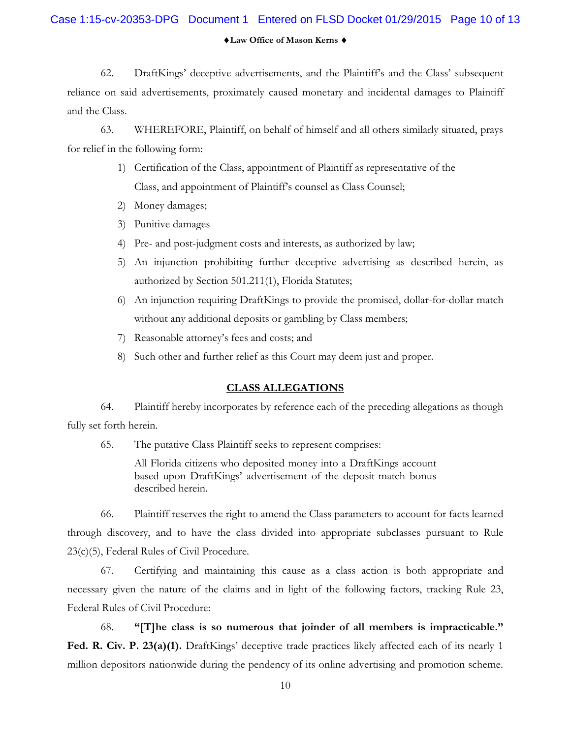62. DraftKings' deceptive advertisements, and the Plaintiff's and the Class' subsequent reliance on said advertisements, proximately caused monetary and incidental damages to Plaintiff and the Class.

63. WHEREFORE, Plaintiff, on behalf of himself and all others similarly situated, prays for relief in the following form:

1) Certification of the Class, appointment of Plaintiff as representative of the Class, and appointment of Plaintiff's counsel as Class Counsel;
2) Money damages;
3) Punitive damages
4) Pre- and post-judgment costs and interests, as authorized by law;
5) An injunction prohibiting further deceptive advertising as described herein, as authorized by Section 501.211(1), Florida Statutes;
6) An injunction requiring DraftKings to provide the promised, dollar-for-dollar match without any additional deposits or gambling by Class members;
7) Reasonable attorney's fees and costs; and
8) Such other and further relief as this Court may deem just and proper.

## CLASS ALLEGATIONS

64. Plaintiff hereby incorporates by reference each of the preceding allegations as though fully set forth herein.

65. The putative Class Plaintiff seeks to represent comprises:

> All Florida citizens who deposited money into a DraftKings account based upon DraftKings' advertisement of the deposit-match bonus described herein.

66. Plaintiff reserves the right to amend the Class parameters to account for facts learned through discovery, and to have the class divided into appropriate subclasses pursuant to Rule 23(c)(5), Federal Rules of Civil Procedure.

67. Certifying and maintaining this cause as a class action is both appropriate and necessary given the nature of the claims and in light of the following factors, tracking Rule 23, Federal Rules of Civil Procedure:

68. **"[T]he class is so numerous that joinder of all members is impracticable." Fed. R. Civ. P. 23(a)(1).** DraftKings' deceptive trade practices likely affected each of its nearly 1 million depositors nationwide during the pendency of its online advertising and promotion scheme.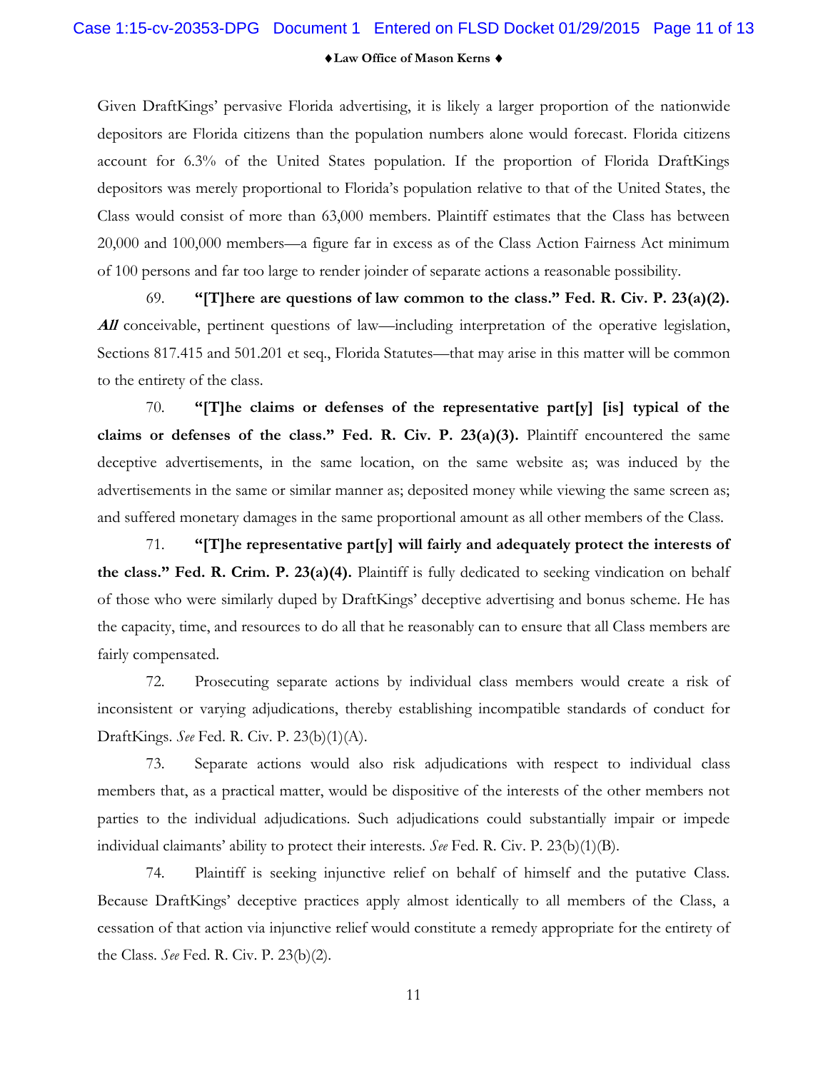Given DraftKings' pervasive Florida advertising, it is likely a larger proportion of the nationwide depositors are Florida citizens than the population numbers alone would forecast. Florida citizens account for 6.3% of the United States population. If the proportion of Florida DraftKings depositors was merely proportional to Florida's population relative to that of the United States, the Class would consist of more than 63,000 members. Plaintiff estimates that the Class has between 20,000 and 100,000 members—a figure far in excess as of the Class Action Fairness Act minimum of 100 persons and far too large to render joinder of separate actions a reasonable possibility.

69. **"[T]here are questions of law common to the class." Fed. R. Civ. P. 23(a)(2).** ***All*** conceivable, pertinent questions of law—including interpretation of the operative legislation, Sections 817.415 and 501.201 et seq., Florida Statutes—that may arise in this matter will be common to the entirety of the class.

70. **"[T]he claims or defenses of the representative part[y] [is] typical of the claims or defenses of the class." Fed. R. Civ. P. 23(a)(3).** Plaintiff encountered the same deceptive advertisements, in the same location, on the same website as; was induced by the advertisements in the same or similar manner as; deposited money while viewing the same screen as; and suffered monetary damages in the same proportional amount as all other members of the Class.

71. **"[T]he representative part[y] will fairly and adequately protect the interests of the class." Fed. R. Crim. P. 23(a)(4).** Plaintiff is fully dedicated to seeking vindication on behalf of those who were similarly duped by DraftKings' deceptive advertising and bonus scheme. He has the capacity, time, and resources to do all that he reasonably can to ensure that all Class members are fairly compensated.

72. Prosecuting separate actions by individual class members would create a risk of inconsistent or varying adjudications, thereby establishing incompatible standards of conduct for DraftKings. *See* Fed. R. Civ. P. 23(b)(1)(A).

73. Separate actions would also risk adjudications with respect to individual class members that, as a practical matter, would be dispositive of the interests of the other members not parties to the individual adjudications. Such adjudications could substantially impair or impede individual claimants' ability to protect their interests. *See* Fed. R. Civ. P. 23(b)(1)(B).

74. Plaintiff is seeking injunctive relief on behalf of himself and the putative Class. Because DraftKings' deceptive practices apply almost identically to all members of the Class, a cessation of that action via injunctive relief would constitute a remedy appropriate for the entirety of the Class. *See* Fed. R. Civ. P. 23(b)(2).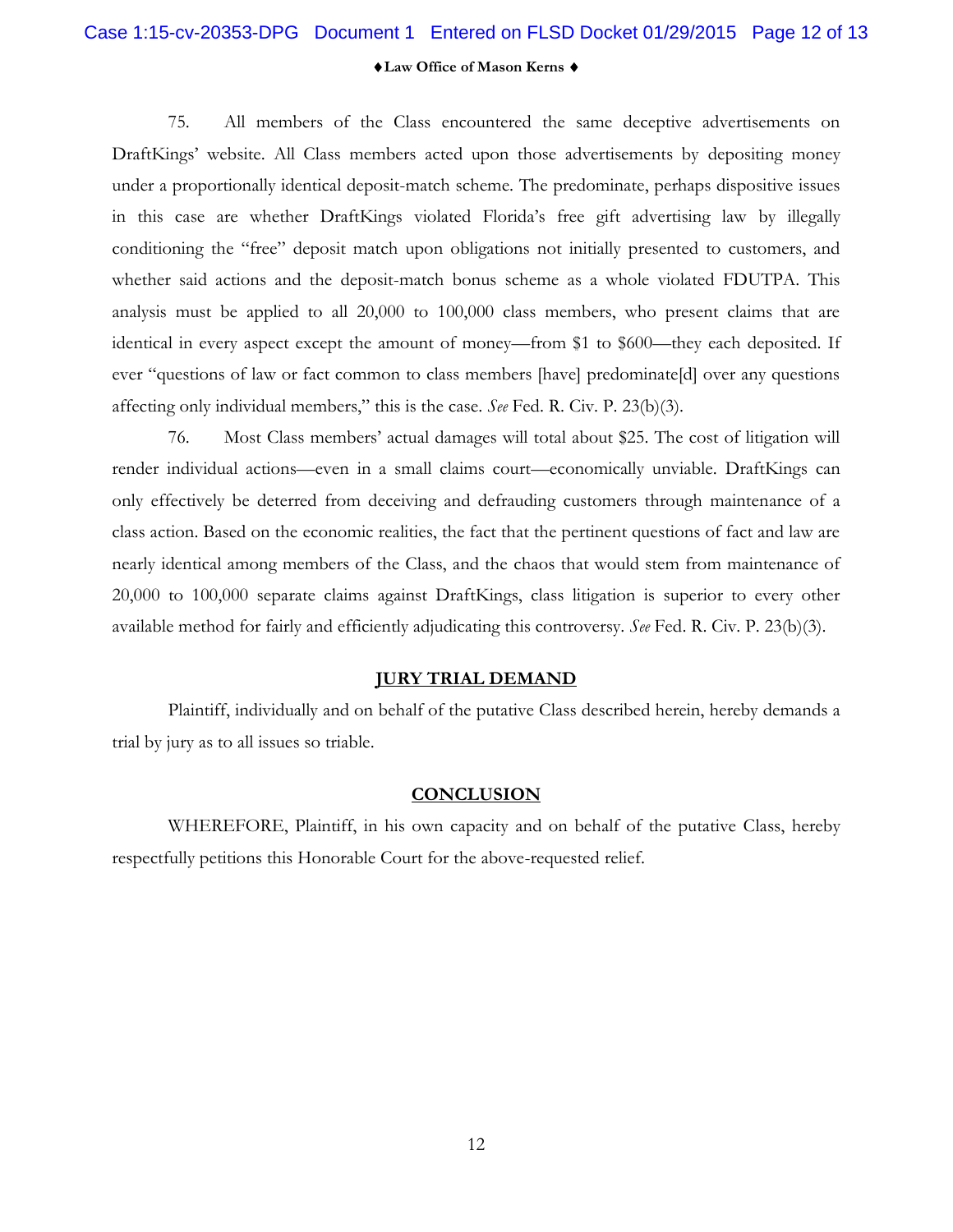75. All members of the Class encountered the same deceptive advertisements on DraftKings' website. All Class members acted upon those advertisements by depositing money under a proportionally identical deposit-match scheme. The predominate, perhaps dispositive issues in this case are whether DraftKings violated Florida's free gift advertising law by illegally conditioning the "free" deposit match upon obligations not initially presented to customers, and whether said actions and the deposit-match bonus scheme as a whole violated FDUTPA. This analysis must be applied to all 20,000 to 100,000 class members, who present claims that are identical in every aspect except the amount of money—from $1 to $600—they each deposited. If ever "questions of law or fact common to class members [have] predominate[d] over any questions affecting only individual members," this is the case. *See* Fed. R. Civ. P. 23(b)(3).

76. Most Class members' actual damages will total about $25. The cost of litigation will render individual actions—even in a small claims court—economically unviable. DraftKings can only effectively be deterred from deceiving and defrauding customers through maintenance of a class action. Based on the economic realities, the fact that the pertinent questions of fact and law are nearly identical among members of the Class, and the chaos that would stem from maintenance of 20,000 to 100,000 separate claims against DraftKings, class litigation is superior to every other available method for fairly and efficiently adjudicating this controversy. *See* Fed. R. Civ. P. 23(b)(3).

## JURY TRIAL DEMAND

Plaintiff, individually and on behalf of the putative Class described herein, hereby demands a trial by jury as to all issues so triable.

## CONCLUSION

WHEREFORE, Plaintiff, in his own capacity and on behalf of the putative Class, hereby respectfully petitions this Honorable Court for the above-requested relief.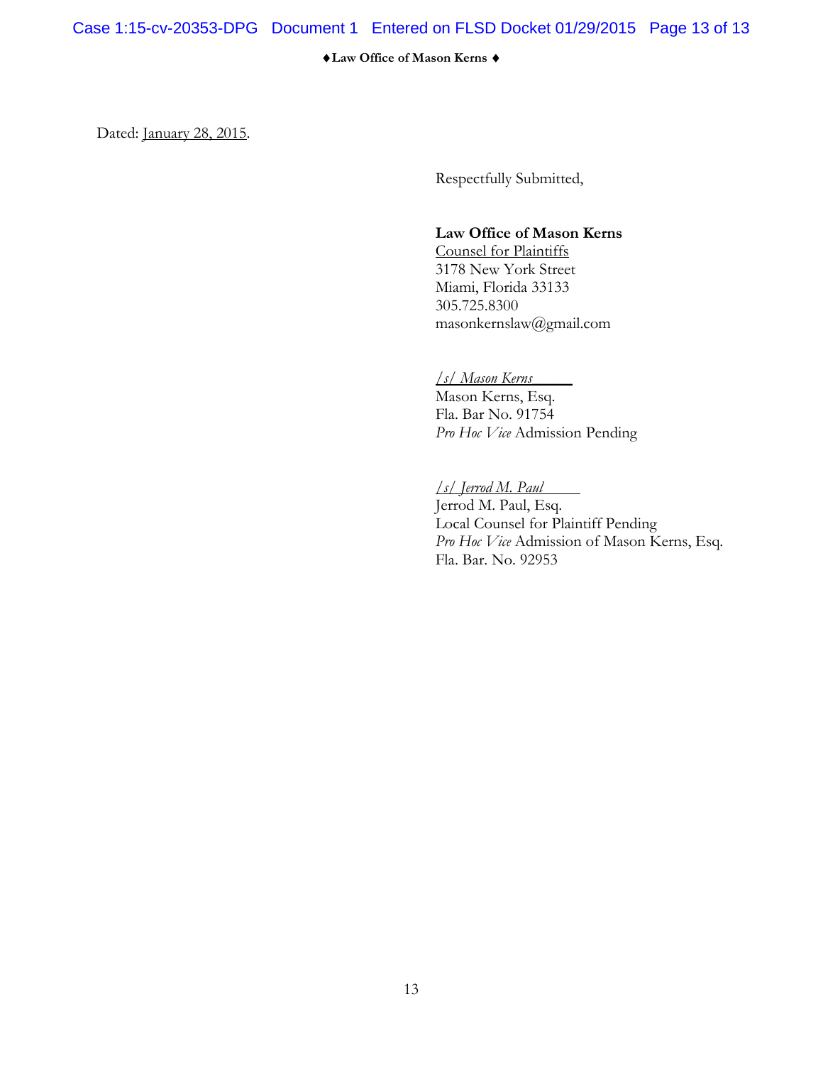Dated: January 28, 2015.

Respectfully Submitted,

**Law Office of Mason Kerns**
Counsel for Plaintiffs
3178 New York Street
Miami, Florida 33133
305.725.8300
masonkernslaw@gmail.com

*/s/ Mason Kerns*
Mason Kerns, Esq.
Fla. Bar No. 91754
*Pro Hoc Vice* Admission Pending

*/s/ Jerrod M. Paul*
Jerrod M. Paul, Esq.
Local Counsel for Plaintiff Pending
*Pro Hoc Vice* Admission of Mason Kerns, Esq.
Fla. Bar. No. 92953